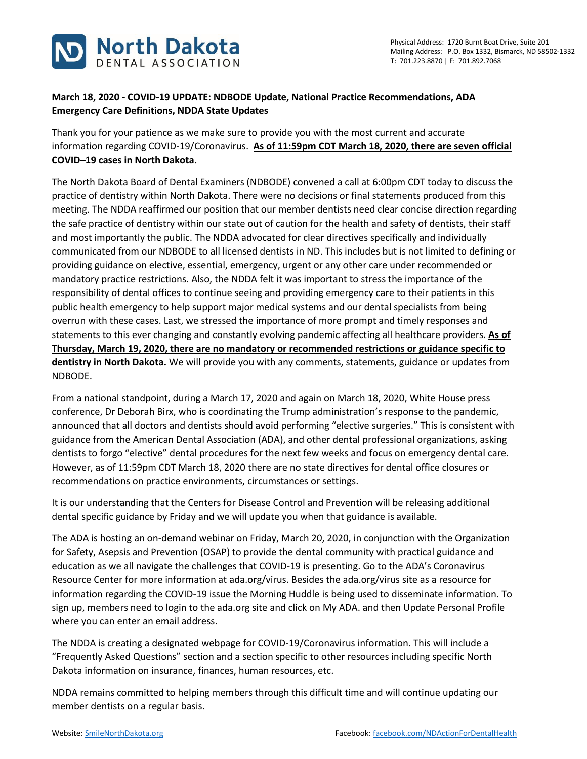# North Dakota DENTAL ASSOCIATION

Physical Address: 1720 Burnt Boat Drive, Suite 201
Mailing Address: P.O. Box 1332, Bismarck, ND 58502-1332
T: 701.223.8870 | F: 701.892.7068

**March 18, 2020 - COVID-19 UPDATE: NDBODE Update, National Practice Recommendations, ADA Emergency Care Definitions, NDDA State Updates**

Thank you for your patience as we make sure to provide you with the most current and accurate information regarding COVID-19/Coronavirus. **As of 11:59pm CDT March 18, 2020, there are seven official COVID–19 cases in North Dakota.**

The North Dakota Board of Dental Examiners (NDBODE) convened a call at 6:00pm CDT today to discuss the practice of dentistry within North Dakota. There were no decisions or final statements produced from this meeting. The NDDA reaffirmed our position that our member dentists need clear concise direction regarding the safe practice of dentistry within our state out of caution for the health and safety of dentists, their staff and most importantly the public. The NDDA advocated for clear directives specifically and individually communicated from our NDBODE to all licensed dentists in ND. This includes but is not limited to defining or providing guidance on elective, essential, emergency, urgent or any other care under recommended or mandatory practice restrictions. Also, the NDDA felt it was important to stress the importance of the responsibility of dental offices to continue seeing and providing emergency care to their patients in this public health emergency to help support major medical systems and our dental specialists from being overrun with these cases. Last, we stressed the importance of more prompt and timely responses and statements to this ever changing and constantly evolving pandemic affecting all healthcare providers. **As of Thursday, March 19, 2020, there are no mandatory or recommended restrictions or guidance specific to dentistry in North Dakota.** We will provide you with any comments, statements, guidance or updates from NDBODE.

From a national standpoint, during a March 17, 2020 and again on March 18, 2020, White House press conference, Dr Deborah Birx, who is coordinating the Trump administration's response to the pandemic, announced that all doctors and dentists should avoid performing "elective surgeries." This is consistent with guidance from the American Dental Association (ADA), and other dental professional organizations, asking dentists to forgo "elective" dental procedures for the next few weeks and focus on emergency dental care. However, as of 11:59pm CDT March 18, 2020 there are no state directives for dental office closures or recommendations on practice environments, circumstances or settings.

It is our understanding that the Centers for Disease Control and Prevention will be releasing additional dental specific guidance by Friday and we will update you when that guidance is available.

The ADA is hosting an on-demand webinar on Friday, March 20, 2020, in conjunction with the Organization for Safety, Asepsis and Prevention (OSAP) to provide the dental community with practical guidance and education as we all navigate the challenges that COVID-19 is presenting. Go to the ADA's Coronavirus Resource Center for more information at ada.org/virus. Besides the ada.org/virus site as a resource for information regarding the COVID-19 issue the Morning Huddle is being used to disseminate information. To sign up, members need to login to the ada.org site and click on My ADA. and then Update Personal Profile where you can enter an email address.

The NDDA is creating a designated webpage for COVID-19/Coronavirus information. This will include a "Frequently Asked Questions" section and a section specific to other resources including specific North Dakota information on insurance, finances, human resources, etc.

NDDA remains committed to helping members through this difficult time and will continue updating our member dentists on a regular basis.

Website: SmileNorthDakota.org     Facebook: facebook.com/NDActionForDentalHealth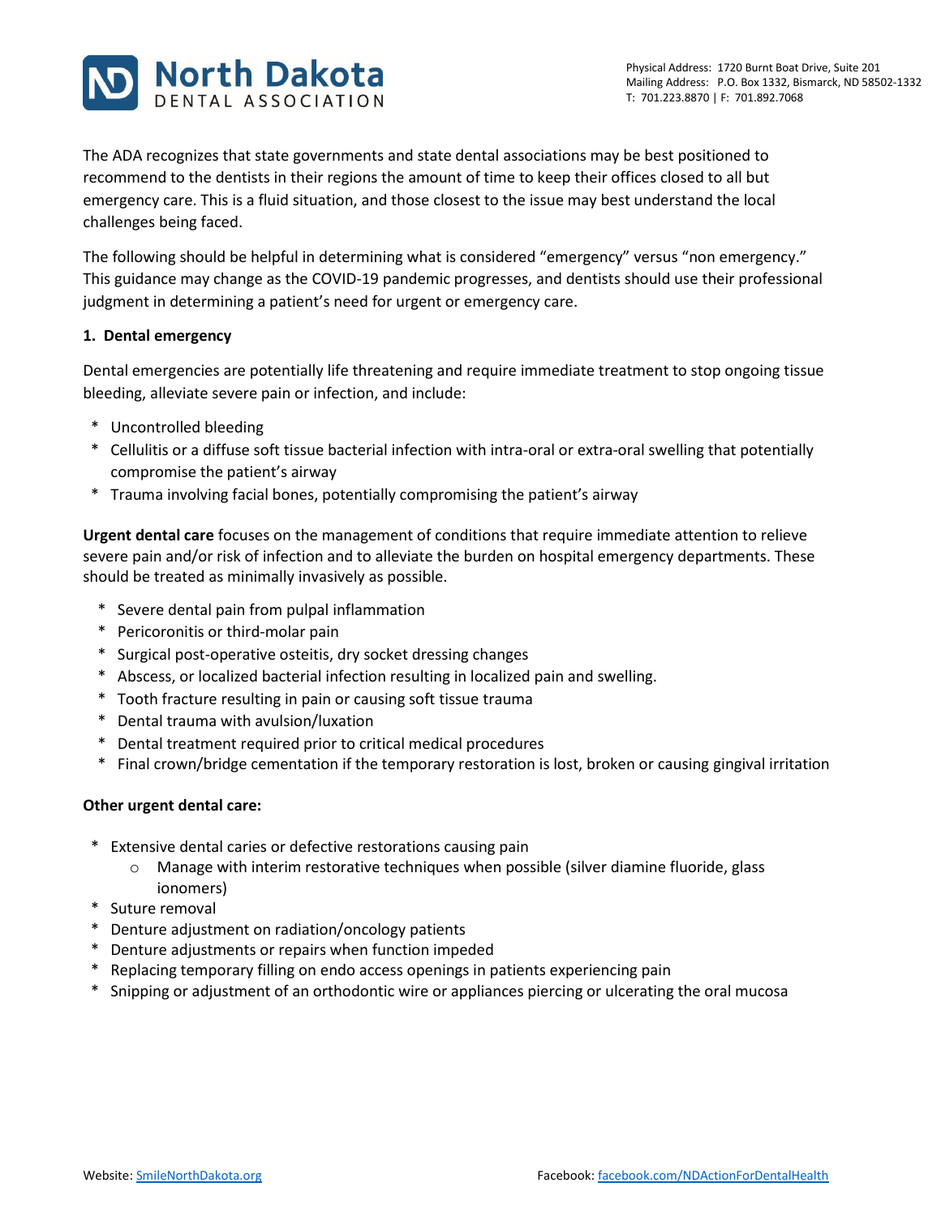The ADA recognizes that state governments and state dental associations may be best positioned to recommend to the dentists in their regions the amount of time to keep their offices closed to all but emergency care. This is a fluid situation, and those closest to the issue may best understand the local challenges being faced.

The following should be helpful in determining what is considered "emergency" versus "non emergency." This guidance may change as the COVID-19 pandemic progresses, and dentists should use their professional judgment in determining a patient's need for urgent or emergency care.

**1. Dental emergency**

Dental emergencies are potentially life threatening and require immediate treatment to stop ongoing tissue bleeding, alleviate severe pain or infection, and include:

- Uncontrolled bleeding
- Cellulitis or a diffuse soft tissue bacterial infection with intra-oral or extra-oral swelling that potentially compromise the patient's airway
- Trauma involving facial bones, potentially compromising the patient's airway

**Urgent dental care** focuses on the management of conditions that require immediate attention to relieve severe pain and/or risk of infection and to alleviate the burden on hospital emergency departments. These should be treated as minimally invasively as possible.

- Severe dental pain from pulpal inflammation
- Pericoronitis or third-molar pain
- Surgical post-operative osteitis, dry socket dressing changes
- Abscess, or localized bacterial infection resulting in localized pain and swelling.
- Tooth fracture resulting in pain or causing soft tissue trauma
- Dental trauma with avulsion/luxation
- Dental treatment required prior to critical medical procedures
- Final crown/bridge cementation if the temporary restoration is lost, broken or causing gingival irritation

**Other urgent dental care:**

- Extensive dental caries or defective restorations causing pain
  - Manage with interim restorative techniques when possible (silver diamine fluoride, glass ionomers)
- Suture removal
- Denture adjustment on radiation/oncology patients
- Denture adjustments or repairs when function impeded
- Replacing temporary filling on endo access openings in patients experiencing pain
- Snipping or adjustment of an orthodontic wire or appliances piercing or ulcerating the oral mucosa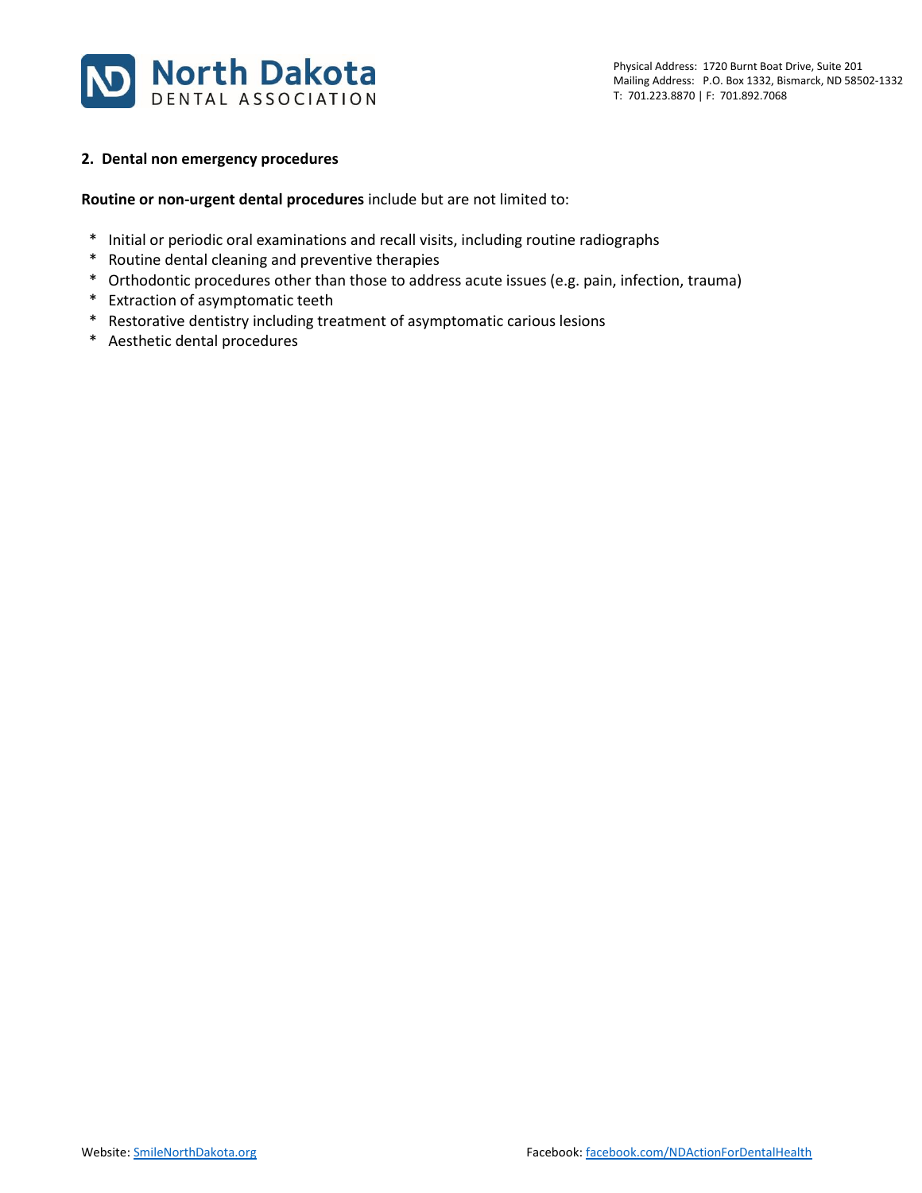**2. Dental non emergency procedures**

**Routine or non-urgent dental procedures** include but are not limited to:

* Initial or periodic oral examinations and recall visits, including routine radiographs
* Routine dental cleaning and preventive therapies
* Orthodontic procedures other than those to address acute issues (e.g. pain, infection, trauma)
* Extraction of asymptomatic teeth
* Restorative dentistry including treatment of asymptomatic carious lesions
* Aesthetic dental procedures